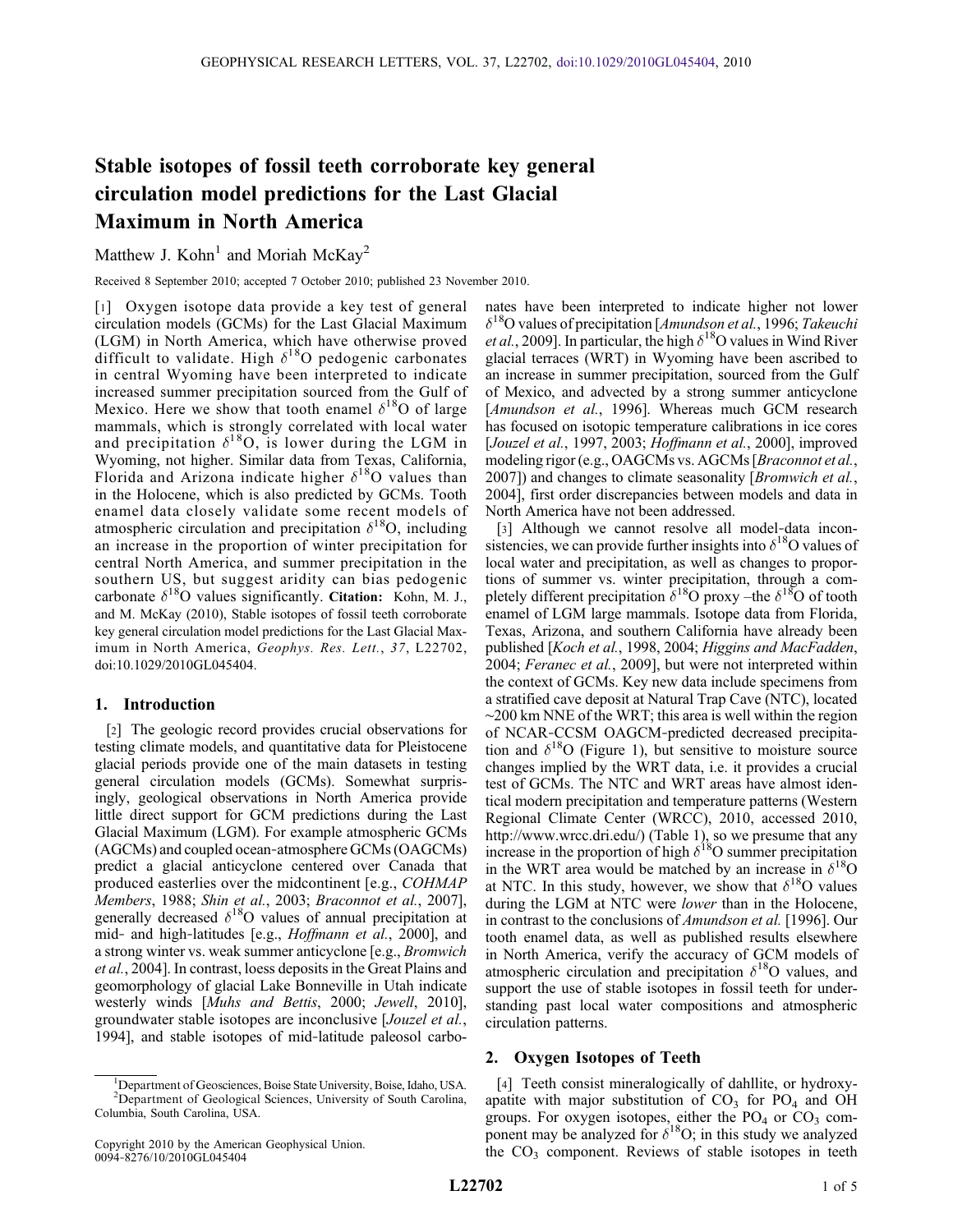# Stable isotopes of fossil teeth corroborate key general circulation model predictions for the Last Glacial Maximum in North America

Matthew J. Kohn[1] and Moriah McKay[2]

Received 8 September 2010; accepted 7 October 2010; published 23 November 2010.

[1] Oxygen isotope data provide a key test of general circulation models (GCMs) for the Last Glacial Maximum (LGM) in North America, which have otherwise proved difficult to validate. High $\delta^{18}O$ pedogenic carbonates in central Wyoming have been interpreted to indicate increased summer precipitation sourced from the Gulf of Mexico. Here we show that tooth enamel $\delta^{18}O$ of large mammals, which is strongly correlated with local water and precipitation $\delta^{18}O$, is lower during the LGM in Wyoming, not higher. Similar data from Texas, California, Florida and Arizona indicate higher $\delta^{18}O$ values than in the Holocene, which is also predicted by GCMs. Tooth enamel data closely validate some recent models of atmospheric circulation and precipitation $\delta^{18}O$, including an increase in the proportion of winter precipitation for central North America, and summer precipitation in the southern US, but suggest aridity can bias pedogenic carbonate $\delta^{18}O$ values significantly. **Citation:** Kohn, M. J., and M. McKay (2010), Stable isotopes of fossil teeth corroborate key general circulation model predictions for the Last Glacial Maximum in North America, *Geophys. Res. Lett.*, *37*, L22702, doi:10.1029/2010GL045404.

## 1. Introduction

[2] The geologic record provides crucial observations for testing climate models, and quantitative data for Pleistocene glacial periods provide one of the main datasets in testing general circulation models (GCMs). Somewhat surprisingly, geological observations in North America provide little direct support for GCM predictions during the Last Glacial Maximum (LGM). For example atmospheric GCMs (AGCMs) and coupled ocean-atmosphere GCMs (OAGCMs) predict a glacial anticyclone centered over Canada that produced easterlies over the midcontinent [e.g., *COHMAP Members*, 1988; *Shin et al.*, 2003; *Braconnot et al.*, 2007], generally decreased $\delta^{18}O$ values of annual precipitation at mid- and high-latitudes [e.g., *Hoffmann et al.*, 2000], and a strong winter vs. weak summer anticyclone [e.g., *Bromwich et al.*, 2004]. In contrast, loess deposits in the Great Plains and geomorphology of glacial Lake Bonneville in Utah indicate westerly winds [*Muhs and Bettis*, 2000; *Jewell*, 2010], groundwater stable isotopes are inconclusive [*Jouzel et al.*, 1994], and stable isotopes of mid-latitude paleosol carbonates have been interpreted to indicate higher not lower $\delta^{18}O$ values of precipitation [*Amundson et al.*, 1996; *Takeuchi et al.*, 2009]. In particular, the high $\delta^{18}O$ values in Wind River glacial terraces (WRT) in Wyoming have been ascribed to an increase in summer precipitation, sourced from the Gulf of Mexico, and advected by a strong summer anticyclone [*Amundson et al.*, 1996]. Whereas much GCM research has focused on isotopic temperature calibrations in ice cores [*Jouzel et al.*, 1997, 2003; *Hoffmann et al.*, 2000], improved modeling rigor (e.g., OAGCMs vs. AGCMs [*Braconnot et al.*, 2007]) and changes to climate seasonality [*Bromwich et al.*, 2004], first order discrepancies between models and data in North America have not been addressed.

[3] Although we cannot resolve all model-data inconsistencies, we can provide further insights into $\delta^{18}O$ values of local water and precipitation, as well as changes to proportions of summer vs. winter precipitation, through a completely different precipitation $\delta^{18}O$ proxy –the $\delta^{18}O$ of tooth enamel of LGM large mammals. Isotope data from Florida, Texas, Arizona, and southern California have already been published [*Koch et al.*, 1998, 2004; *Higgins and MacFadden*, 2004; *Feranec et al.*, 2009], but were not interpreted within the context of GCMs. Key new data include specimens from a stratified cave deposit at Natural Trap Cave (NTC), located ~200 km NNE of the WRT; this area is well within the region of NCAR-CCSM OAGCM-predicted decreased precipitation and $\delta^{18}O$ (Figure 1), but sensitive to moisture source changes implied by the WRT data, i.e. it provides a crucial test of GCMs. The NTC and WRT areas have almost identical modern precipitation and temperature patterns (Western Regional Climate Center (WRCC), 2010, accessed 2010, http://www.wrcc.dri.edu/) (Table 1), so we presume that any increase in the proportion of high $\delta^{18}O$ summer precipitation in the WRT area would be matched by an increase in $\delta^{18}O$ at NTC. In this study, however, we show that $\delta^{18}O$ values during the LGM at NTC were *lower* than in the Holocene, in contrast to the conclusions of *Amundson et al.* [1996]. Our tooth enamel data, as well as published results elsewhere in North America, verify the accuracy of GCM models of atmospheric circulation and precipitation $\delta^{18}O$ values, and support the use of stable isotopes in fossil teeth for understanding past local water compositions and atmospheric circulation patterns.

## 2. Oxygen Isotopes of Teeth

[4] Teeth consist mineralogically of dahllite, or hydroxyapatite with major substitution of $CO_3$ for $PO_4$ and OH groups. For oxygen isotopes, either the $PO_4$ or $CO_3$ component may be analyzed for $\delta^{18}O$; in this study we analyzed the $CO_3$ component. Reviews of stable isotopes in teeth

---

[1] Department of Geosciences, Boise State University, Boise, Idaho, USA.
[2] Department of Geological Sciences, University of South Carolina, Columbia, South Carolina, USA.

Copyright 2010 by the American Geophysical Union.
0094-8276/10/2010GL045404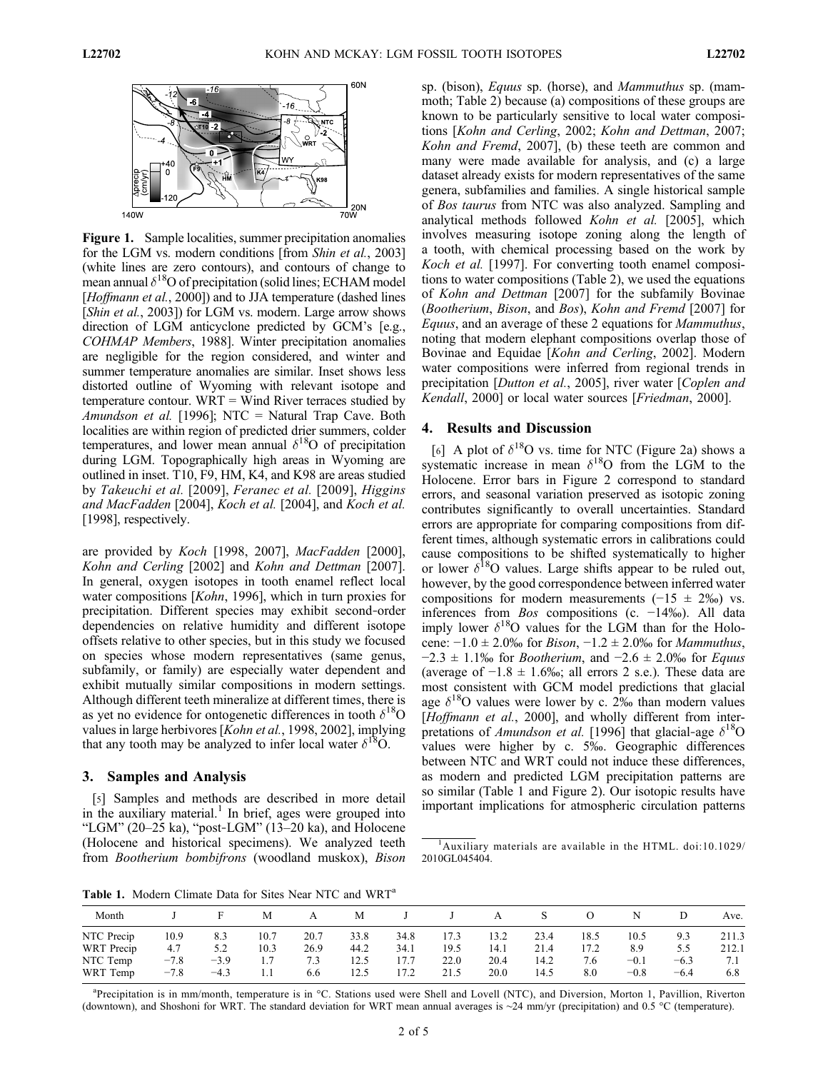**Figure 1.** Sample localities, summer precipitation anomalies for the LGM vs. modern conditions [from *Shin et al.*, 2003] (white lines are zero contours), and contours of change to mean annual $\delta^{18}O$ of precipitation (solid lines; ECHAM model [*Hoffmann et al.*, 2000]) and to JJA temperature (dashed lines [*Shin et al.*, 2003]) for LGM vs. modern. Large arrow shows direction of LGM anticyclone predicted by GCM's [e.g., *COHMAP Members*, 1988]. Winter precipitation anomalies are negligible for the region considered, and winter and summer temperature anomalies are similar. Inset shows less distorted outline of Wyoming with relevant isotope and temperature contour. WRT = Wind River terraces studied by *Amundson et al.* [1996]; NTC = Natural Trap Cave. Both localities are within region of predicted drier summers, colder temperatures, and lower mean annual $\delta^{18}O$ of precipitation during LGM. Topographically high areas in Wyoming are outlined in inset. T10, F9, HM, K4, and K98 are areas studied by *Takeuchi et al.* [2009], *Feranec et al.* [2009], *Higgins and MacFadden* [2004], *Koch et al.* [2004], and *Koch et al.* [1998], respectively.

are provided by *Koch* [1998, 2007], *MacFadden* [2000], *Kohn and Cerling* [2002] and *Kohn and Dettman* [2007]. In general, oxygen isotopes in tooth enamel reflect local water compositions [*Kohn*, 1996], which in turn proxies for precipitation. Different species may exhibit second-order dependencies on relative humidity and different isotope offsets relative to other species, but in this study we focused on species whose modern representatives (same genus, subfamily, or family) are especially water dependent and exhibit mutually similar compositions in modern settings. Although different teeth mineralize at different times, there is as yet no evidence for ontogenetic differences in tooth $\delta^{18}O$ values in large herbivores [*Kohn et al.*, 1998, 2002], implying that any tooth may be analyzed to infer local water $\delta^{18}O$.

## 3. Samples and Analysis

[5] Samples and methods are described in more detail in the auxiliary material.[1] In brief, ages were grouped into "LGM" (20–25 ka), "post-LGM" (13–20 ka), and Holocene (Holocene and historical specimens). We analyzed teeth from *Bootherium bombifrons* (woodland muskox), *Bison* sp. (bison), *Equus* sp. (horse), and *Mammuthus* sp. (mammoth; Table 2) because (a) compositions of these groups are known to be particularly sensitive to local water compositions [*Kohn and Cerling*, 2002; *Kohn and Dettman*, 2007; *Kohn and Fremd*, 2007], (b) these teeth are common and many were made available for analysis, and (c) a large dataset already exists for modern representatives of the same genera, subfamilies and families. A single historical sample of *Bos taurus* from NTC was also analyzed. Sampling and analytical methods followed *Kohn et al.* [2005], which involves measuring isotope zoning along the length of a tooth, with chemical processing based on the work by *Koch et al.* [1997]. For converting tooth enamel compositions to water compositions (Table 2), we used the equations of *Kohn and Dettman* [2007] for the subfamily Bovinae (*Bootherium*, *Bison*, and *Bos*), *Kohn and Fremd* [2007] for *Equus*, and an average of these 2 equations for *Mammuthus*, noting that modern elephant compositions overlap those of Bovinae and Equidae [*Kohn and Cerling*, 2002]. Modern water compositions were inferred from regional trends in precipitation [*Dutton et al.*, 2005], river water [*Coplen and Kendall*, 2000] or local water sources [*Friedman*, 2000].

## 4. Results and Discussion

[6] A plot of $\delta^{18}O$ vs. time for NTC (Figure 2a) shows a systematic increase in mean $\delta^{18}O$ from the LGM to the Holocene. Error bars in Figure 2 correspond to standard errors, and seasonal variation preserved as isotopic zoning contributes significantly to overall uncertainties. Standard errors are appropriate for comparing compositions from different times, although systematic errors in calibrations could cause compositions to be shifted systematically to higher or lower $\delta^{18}O$ values. Large shifts appear to be ruled out, however, by the good correspondence between inferred water compositions for modern measurements (−15 ± 2‰) vs. inferences from *Bos* compositions (c. −14‰). All data imply lower $\delta^{18}O$ values for the LGM than for the Holocene: −1.0 ± 2.0‰ for *Bison*, −1.2 ± 2.0‰ for *Mammuthus*, −2.3 ± 1.1‰ for *Bootherium*, and −2.6 ± 2.0‰ for *Equus* (average of −1.8 ± 1.6‰; all errors 2 s.e.). These data are most consistent with GCM model predictions that glacial age $\delta^{18}O$ values were lower by c. 2‰ than modern values [*Hoffmann et al.*, 2000], and wholly different from interpretations of *Amundson et al.* [1996] that glacial-age $\delta^{18}O$ values were higher by c. 5‰. Geographic differences between NTC and WRT could not induce these differences, as modern and predicted LGM precipitation patterns are so similar (Table 1 and Figure 2). Our isotopic results have important implications for atmospheric circulation patterns

[1] Auxiliary materials are available in the HTML. doi:10.1029/2010GL045404.

**Table 1.** Modern Climate Data for Sites Near NTC and WRT[a]

| Month | J | F | M | A | M | J | J | A | S | O | N | D | Ave. |
|---|---|---|---|---|---|---|---|---|---|---|---|---|---|
| NTC Precip | 10.9 | 8.3 | 10.7 | 20.7 | 33.8 | 34.8 | 17.3 | 13.2 | 23.4 | 18.5 | 10.5 | 9.3 | 211.3 |
| WRT Precip | 4.7 | 5.2 | 10.3 | 26.9 | 44.2 | 34.1 | 19.5 | 14.1 | 21.4 | 17.2 | 8.9 | 5.5 | 212.1 |
| NTC Temp | −7.8 | −3.9 | 1.7 | 7.3 | 12.5 | 17.7 | 22.0 | 20.4 | 14.2 | 7.6 | −0.1 | −6.3 | 7.1 |
| WRT Temp | −7.8 | −4.3 | 1.1 | 6.6 | 12.5 | 17.2 | 21.5 | 20.0 | 14.5 | 8.0 | −0.8 | −6.4 | 6.8 |

[a]Precipitation is in mm/month, temperature is in °C. Stations used were Shell and Lovell (NTC), and Diversion, Morton 1, Pavillion, Riverton (downtown), and Shoshoni for WRT. The standard deviation for WRT mean annual averages is ~24 mm/yr (precipitation) and 0.5 °C (temperature).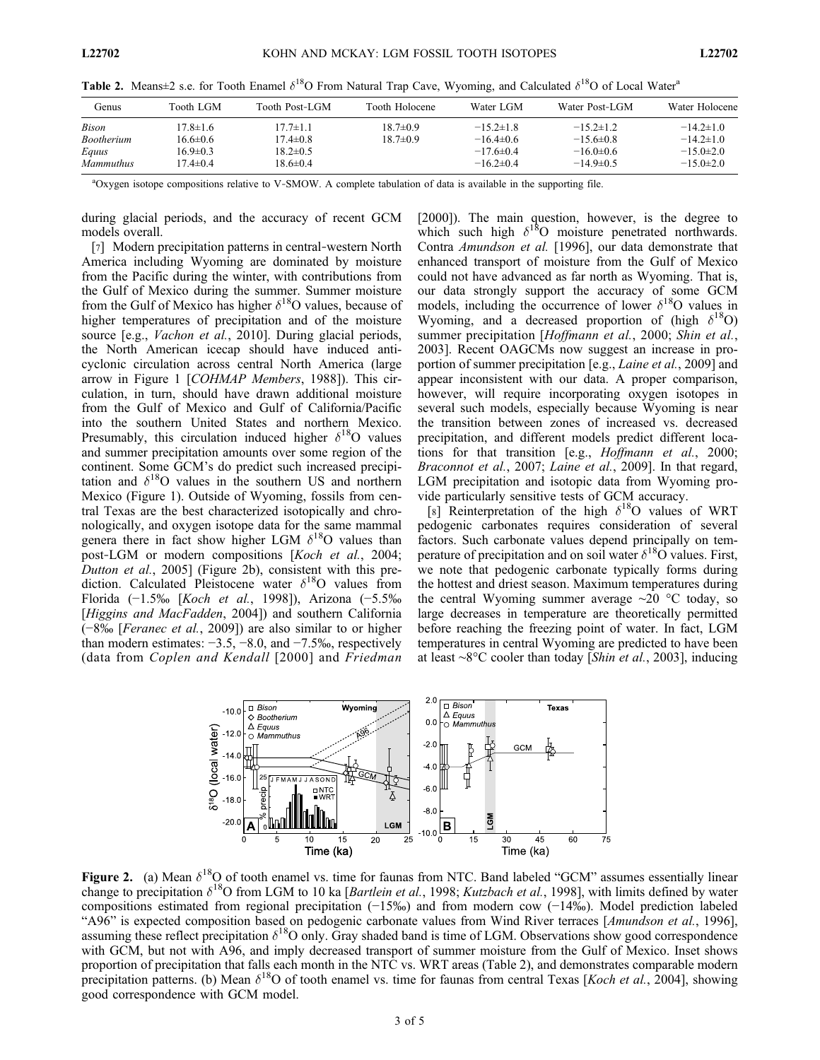**Table 2.** Means±2 s.e. for Tooth Enamel $\delta^{18}O$ From Natural Trap Cave, Wyoming, and Calculated $\delta^{18}O$ of Local Water[a]

| Genus | Tooth LGM | Tooth Post-LGM | Tooth Holocene | Water LGM | Water Post-LGM | Water Holocene |
|---|---|---|---|---|---|---|
| *Bison* | 17.8±1.6 | 17.7±1.1 | 18.7±0.9 | −15.2±1.8 | −15.2±1.2 | −14.2±1.0 |
| *Bootherium* | 16.6±0.6 | 17.4±0.8 | 18.7±0.9 | −16.4±0.6 | −15.6±0.8 | −14.2±1.0 |
| *Equus* | 16.9±0.3 | 18.2±0.5 | | −17.6±0.4 | −16.0±0.6 | −15.0±2.0 |
| *Mammuthus* | 17.4±0.4 | 18.6±0.4 | | −16.2±0.4 | −14.9±0.5 | −15.0±2.0 |

[a]Oxygen isotope compositions relative to V-SMOW. A complete tabulation of data is available in the supporting file.

during glacial periods, and the accuracy of recent GCM models overall.

[7] Modern precipitation patterns in central-western North America including Wyoming are dominated by moisture from the Pacific during the winter, with contributions from the Gulf of Mexico during the summer. Summer moisture from the Gulf of Mexico has higher $\delta^{18}O$ values, because of higher temperatures of precipitation and of the moisture source [e.g., *Vachon et al.*, 2010]. During glacial periods, the North American icecap should have induced anti-cyclonic circulation across central North America (large arrow in Figure 1 [*COHMAP Members*, 1988]). This circulation, in turn, should have drawn additional moisture from the Gulf of Mexico and Gulf of California/Pacific into the southern United States and northern Mexico. Presumably, this circulation induced higher $\delta^{18}O$ values and summer precipitation amounts over some region of the continent. Some GCM's do predict such increased precipitation and $\delta^{18}O$ values in the southern US and northern Mexico (Figure 1). Outside of Wyoming, fossils from central Texas are the best characterized isotopically and chronologically, and oxygen isotope data for the same mammal genera there in fact show higher LGM $\delta^{18}O$ values than post-LGM or modern compositions [*Koch et al.*, 2004; *Dutton et al.*, 2005] (Figure 2b), consistent with this prediction. Calculated Pleistocene water $\delta^{18}O$ values from Florida (−1.5‰ [*Koch et al.*, 1998]), Arizona (−5.5‰ [*Higgins and MacFadden*, 2004]) and southern California (−8‰ [*Feranec et al.*, 2009]) are also similar to or higher than modern estimates: −3.5, −8.0, and −7.5‰, respectively (data from *Coplen and Kendall* [2000] and *Friedman* [2000]). The main question, however, is the degree to which such high $\delta^{18}O$ moisture penetrated northwards. Contra *Amundson et al.* [1996], our data demonstrate that enhanced transport of moisture from the Gulf of Mexico could not have advanced as far north as Wyoming. That is, our data strongly support the accuracy of some GCM models, including the occurrence of lower $\delta^{18}O$ values in Wyoming, and a decreased proportion of (high $\delta^{18}O$) summer precipitation [*Hoffmann et al.*, 2000; *Shin et al.*, 2003]. Recent OAGCMs now suggest an increase in proportion of summer precipitation [e.g., *Laine et al.*, 2009] and appear inconsistent with our data. A proper comparison, however, will require incorporating oxygen isotopes in several such models, especially because Wyoming is near the transition between zones of increased vs. decreased precipitation, and different models predict different locations for that transition [e.g., *Hoffmann et al.*, 2000; *Braconnot et al.*, 2007; *Laine et al.*, 2009]. In that regard, LGM precipitation and isotopic data from Wyoming provide particularly sensitive tests of GCM accuracy.

[8] Reinterpretation of the high $\delta^{18}O$ values of WRT pedogenic carbonates requires consideration of several factors. Such carbonate values depend principally on temperature of precipitation and on soil water $\delta^{18}O$ values. First, we note that pedogenic carbonate typically forms during the hottest and driest season. Maximum temperatures during the central Wyoming summer average ~20 °C today, so large decreases in temperature are theoretically permitted before reaching the freezing point of water. In fact, LGM temperatures in central Wyoming are predicted to have been at least ~8°C cooler than today [*Shin et al.*, 2003], inducing

**Figure 2.** (a) Mean $\delta^{18}O$ of tooth enamel vs. time for faunas from NTC. Band labeled "GCM" assumes essentially linear change to precipitation $\delta^{18}O$ from LGM to 10 ka [*Bartlein et al.*, 1998; *Kutzbach et al.*, 1998], with limits defined by water compositions estimated from regional precipitation (−15‰) and from modern cow (−14‰). Model prediction labeled "A96" is expected composition based on pedogenic carbonate values from Wind River terraces [*Amundson et al.*, 1996], assuming these reflect precipitation $\delta^{18}O$ only. Gray shaded band is time of LGM. Observations show good correspondence with GCM, but not with A96, and imply decreased transport of summer moisture from the Gulf of Mexico. Inset shows proportion of precipitation that falls each month in the NTC vs. WRT areas (Table 2), and demonstrates comparable modern precipitation patterns. (b) Mean $\delta^{18}O$ of tooth enamel vs. time for faunas from central Texas [*Koch et al.*, 2004], showing good correspondence with GCM model.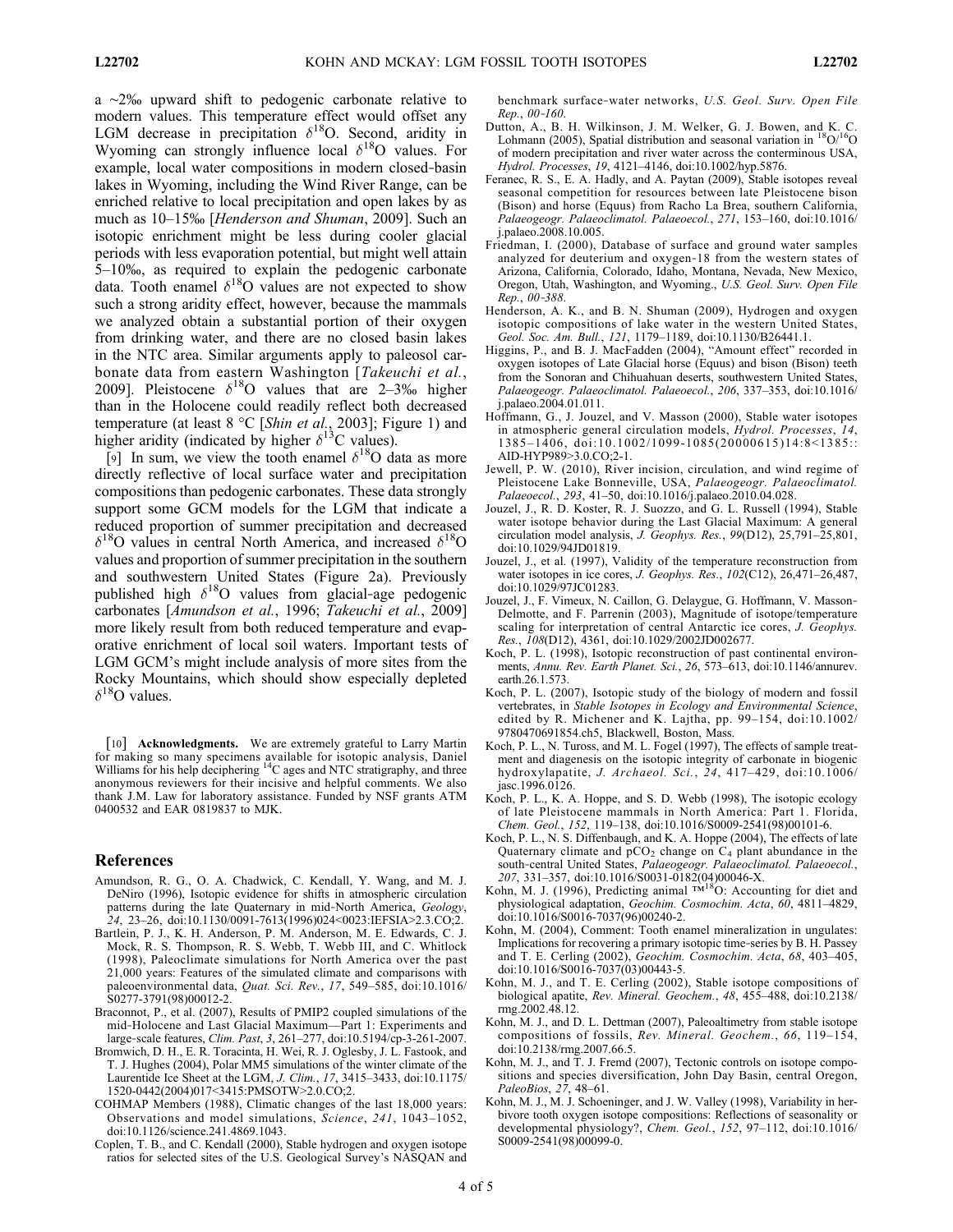a ~2‰ upward shift to pedogenic carbonate relative to modern values. This temperature effect would offset any LGM decrease in precipitation $\delta^{18}$O. Second, aridity in Wyoming can strongly influence local $\delta^{18}$O values. For example, local water compositions in modern closed-basin lakes in Wyoming, including the Wind River Range, can be enriched relative to local precipitation and open lakes by as much as 10–15‰ [*Henderson and Shuman*, 2009]. Such an isotopic enrichment might be less during cooler glacial periods with less evaporation potential, but might well attain 5–10‰, as required to explain the pedogenic carbonate data. Tooth enamel $\delta^{18}$O values are not expected to show such a strong aridity effect, however, because the mammals we analyzed obtain a substantial portion of their oxygen from drinking water, and there are no closed basin lakes in the NTC area. Similar arguments apply to paleosol carbonate data from eastern Washington [*Takeuchi et al.*, 2009]. Pleistocene $\delta^{18}$O values that are 2–3‰ higher than in the Holocene could readily reflect both decreased temperature (at least 8 °C [*Shin et al.*, 2003]; Figure 1) and higher aridity (indicated by higher $\delta^{13}$C values).

[9] In sum, we view the tooth enamel $\delta^{18}$O data as more directly reflective of local surface water and precipitation compositions than pedogenic carbonates. These data strongly support some GCM models for the LGM that indicate a reduced proportion of summer precipitation and decreased $\delta^{18}$O values in central North America, and increased $\delta^{18}$O values and proportion of summer precipitation in the southern and southwestern United States (Figure 2a). Previously published high $\delta^{18}$O values from glacial-age pedogenic carbonates [*Amundson et al.*, 1996; *Takeuchi et al.*, 2009] more likely result from both reduced temperature and evaporative enrichment of local soil waters. Important tests of LGM GCM's might include analysis of more sites from the Rocky Mountains, which should show especially depleted $\delta^{18}$O values.

[10] **Acknowledgments.** We are extremely grateful to Larry Martin for making so many specimens available for isotopic analysis, Daniel Williams for his help deciphering $^{14}$C ages and NTC stratigraphy, and three anonymous reviewers for their incisive and helpful comments. We also thank J.M. Law for laboratory assistance. Funded by NSF grants ATM 0400532 and EAR 0819837 to MJK.

## References

Amundson, R. G., O. A. Chadwick, C. Kendall, Y. Wang, and M. J. DeNiro (1996), Isotopic evidence for shifts in atmospheric circulation patterns during the late Quaternary in mid-North America, *Geology*, *24*, 23–26, doi:10.1130/0091-7613(1996)024<0023:IEFSIA>2.3.CO;2.

Bartlein, P. J., K. H. Anderson, P. M. Anderson, M. E. Edwards, C. J. Mock, R. S. Thompson, R. S. Webb, T. Webb III, and C. Whitlock (1998), Paleoclimate simulations for North America over the past 21,000 years: Features of the simulated climate and comparisons with paleoenvironmental data, *Quat. Sci. Rev.*, *17*, 549–585, doi:10.1016/S0277-3791(98)00012-2.

Braconnot, P., et al. (2007), Results of PMIP2 coupled simulations of the mid-Holocene and Last Glacial Maximum—Part 1: Experiments and large-scale features, *Clim. Past*, *3*, 261–277, doi:10.5194/cp-3-261-2007.

Bromwich, D. H., E. R. Toracinta, H. Wei, R. J. Oglesby, J. L. Fastook, and T. J. Hughes (2004), Polar MM5 simulations of the winter climate of the Laurentide Ice Sheet at the LGM, *J. Clim.*, *17*, 3415–3433, doi:10.1175/1520-0442(2004)017<3415:PMSOTW>2.0.CO;2.

COHMAP Members (1988), Climatic changes of the last 18,000 years: Observations and model simulations, *Science*, *241*, 1043–1052, doi:10.1126/science.241.4869.1043.

Coplen, T. B., and C. Kendall (2000), Stable hydrogen and oxygen isotope ratios for selected sites of the U.S. Geological Survey's NASQAN and benchmark surface-water networks, *U.S. Geol. Surv. Open File Rep.*, *00-160*.

Dutton, A., B. H. Wilkinson, J. M. Welker, G. J. Bowen, and K. C. Lohmann (2005), Spatial distribution and seasonal variation in $^{18}$O/$^{16}$O of modern precipitation and river water across the conterminous USA, *Hydrol. Processes*, *19*, 4121–4146, doi:10.1002/hyp.5876.

Feranec, R. S., E. A. Hadly, and A. Paytan (2009), Stable isotopes reveal seasonal competition for resources between late Pleistocene bison (Bison) and horse (Equus) from Racho La Brea, southern California, *Palaeogeogr. Palaeoclimatol. Palaeoecol.*, *271*, 153–160, doi:10.1016/j.palaeo.2008.10.005.

Friedman, I. (2000), Database of surface and ground water samples analyzed for deuterium and oxygen-18 from the western states of Arizona, California, Colorado, Idaho, Montana, Nevada, New Mexico, Oregon, Utah, Washington, and Wyoming., *U.S. Geol. Surv. Open File Rep.*, *00-388*.

Henderson, A. K., and B. N. Shuman (2009), Hydrogen and oxygen isotopic compositions of lake water in the western United States, *Geol. Soc. Am. Bull.*, *121*, 1179–1189, doi:10.1130/B26441.1.

Higgins, P., and B. J. MacFadden (2004), "Amount effect" recorded in oxygen isotopes of Late Glacial horse (Equus) and bison (Bison) teeth from the Sonoran and Chihuahuan deserts, southwestern United States, *Palaeogeogr. Palaeoclimatol. Palaeoecol.*, *206*, 337–353, doi:10.1016/j.palaeo.2004.01.011.

Hoffmann, G., J. Jouzel, and V. Masson (2000), Stable water isotopes in atmospheric general circulation models, *Hydrol. Processes*, *14*, 1385–1406, doi:10.1002/1099-1085(20000615)14:8<1385::AID-HYP989>3.0.CO;2-1.

Jewell, P. W. (2010), River incision, circulation, and wind regime of Pleistocene Lake Bonneville, USA, *Palaeogeogr. Palaeoclimatol. Palaeoecol.*, *293*, 41–50, doi:10.1016/j.palaeo.2010.04.028.

Jouzel, J., R. D. Koster, R. J. Suozzo, and G. L. Russell (1994), Stable water isotope behavior during the Last Glacial Maximum: A general circulation model analysis, *J. Geophys. Res.*, *99*(D12), 25,791–25,801, doi:10.1029/94JD01819.

Jouzel, J., et al. (1997), Validity of the temperature reconstruction from water isotopes in ice cores, *J. Geophys. Res.*, *102*(C12), 26,471–26,487, doi:10.1029/97JC01283.

Jouzel, J., F. Vimeux, N. Caillon, G. Delaygue, G. Hoffmann, V. Masson-Delmotte, and F. Parrenin (2003), Magnitude of isotope/temperature scaling for interpretation of central Antarctic ice cores, *J. Geophys. Res.*, *108*(D12), 4361, doi:10.1029/2002JD002677.

Koch, P. L. (1998), Isotopic reconstruction of past continental environments, *Annu. Rev. Earth Planet. Sci.*, *26*, 573–613, doi:10.1146/annurev.earth.26.1.573.

Koch, P. L. (2007), Isotopic study of the biology of modern and fossil vertebrates, in *Stable Isotopes in Ecology and Environmental Science*, edited by R. Michener and K. Lajtha, pp. 99–154, doi:10.1002/9780470691854.ch5, Blackwell, Boston, Mass.

Koch, P. L., N. Tuross, and M. L. Fogel (1997), The effects of sample treatment and diagenesis on the isotopic integrity of carbonate in biogenic hydroxylapatite, *J. Archaeol. Sci.*, *24*, 417–429, doi:10.1006/jasc.1996.0126.

Koch, P. L., K. A. Hoppe, and S. D. Webb (1998), The isotopic ecology of late Pleistocene mammals in North America: Part 1. Florida, *Chem. Geol.*, *152*, 119–138, doi:10.1016/S0009-2541(98)00101-6.

Koch, P. L., N. S. Diffenbaugh, and K. A. Hoppe (2004), The effects of late Quaternary climate and pCO$_2$ change on C$_4$ plant abundance in the south-central United States, *Palaeogeogr. Palaeoclimatol. Palaeoecol.*, *207*, 331–357, doi:10.1016/S0031-0182(04)00046-X.

Kohn, M. J. (1996), Predicting animal ™$^{18}$O: Accounting for diet and physiological adaptation, *Geochim. Cosmochim. Acta*, *60*, 4811–4829, doi:10.1016/S0016-7037(96)00240-2.

Kohn, M. (2004), Comment: Tooth enamel mineralization in ungulates: Implications for recovering a primary isotopic time-series by B. H. Passey and T. E. Cerling (2002), *Geochim. Cosmochim. Acta*, *68*, 403–405, doi:10.1016/S0016-7037(03)00443-5.

Kohn, M. J., and T. E. Cerling (2002), Stable isotope compositions of biological apatite, *Rev. Mineral. Geochem.*, *48*, 455–488, doi:10.2138/rmg.2002.48.12.

Kohn, M. J., and D. L. Dettman (2007), Paleoaltimetry from stable isotope compositions of fossils, *Rev. Mineral. Geochem.*, *66*, 119–154, doi:10.2138/rmg.2007.66.5.

Kohn, M. J., and T. J. Fremd (2007), Tectonic controls on isotope compositions and species diversification, John Day Basin, central Oregon, *PaleoBios*, *27*, 48–61.

Kohn, M. J., M. J. Schoeninger, and J. W. Valley (1998), Variability in herbivore tooth oxygen isotope compositions: Reflections of seasonality or developmental physiology?, *Chem. Geol.*, *152*, 97–112, doi:10.1016/S0009-2541(98)00099-0.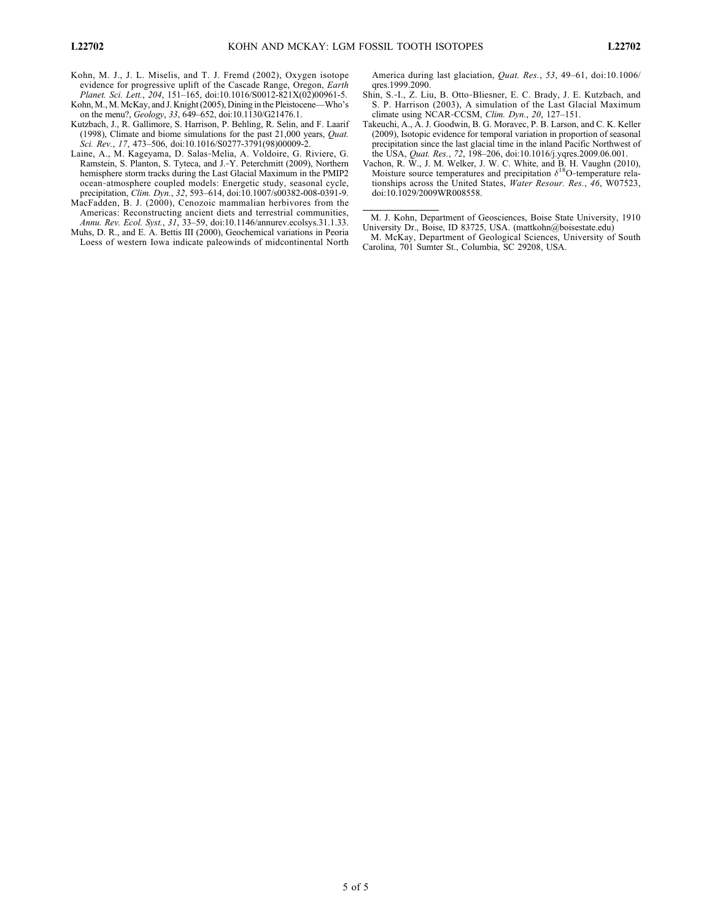Kohn, M. J., J. L. Miselis, and T. J. Fremd (2002), Oxygen isotope evidence for progressive uplift of the Cascade Range, Oregon, *Earth Planet. Sci. Lett.*, *204*, 151–165, doi:10.1016/S0012-821X(02)00961-5.

Kohn, M., M. McKay, and J. Knight (2005), Dining in the Pleistocene—Who's on the menu?, *Geology*, *33*, 649–652, doi:10.1130/G21476.1.

Kutzbach, J., R. Gallimore, S. Harrison, P. Behling, R. Selin, and F. Laarif (1998), Climate and biome simulations for the past 21,000 years, *Quat. Sci. Rev.*, *17*, 473–506, doi:10.1016/S0277-3791(98)00009-2.

Laine, A., M. Kageyama, D. Salas-Melia, A. Voldoire, G. Riviere, G. Ramstein, S. Planton, S. Tyteca, and J.-Y. Peterchmitt (2009), Northern hemisphere storm tracks during the Last Glacial Maximum in the PMIP2 ocean-atmosphere coupled models: Energetic study, seasonal cycle, precipitation, *Clim. Dyn.*, *32*, 593–614, doi:10.1007/s00382-008-0391-9.

MacFadden, B. J. (2000), Cenozoic mammalian herbivores from the Americas: Reconstructing ancient diets and terrestrial communities, *Annu. Rev. Ecol. Syst.*, *31*, 33–59, doi:10.1146/annurev.ecolsys.31.1.33.

Muhs, D. R., and E. A. Bettis III (2000), Geochemical variations in Peoria Loess of western Iowa indicate paleowinds of midcontinental North America during last glaciation, *Quat. Res.*, *53*, 49–61, doi:10.1006/qres.1999.2090.

Shin, S.-I., Z. Liu, B. Otto-Bliesner, E. C. Brady, J. E. Kutzbach, and S. P. Harrison (2003), A simulation of the Last Glacial Maximum climate using NCAR-CCSM, *Clim. Dyn.*, *20*, 127–151.

Takeuchi, A., A. J. Goodwin, B. G. Moravec, P. B. Larson, and C. K. Keller (2009), Isotopic evidence for temporal variation in proportion of seasonal precipitation since the last glacial time in the inland Pacific Northwest of the USA, *Quat. Res.*, *72*, 198–206, doi:10.1016/j.yqres.2009.06.001.

Vachon, R. W., J. M. Welker, J. W. C. White, and B. H. Vaughn (2010), Moisture source temperatures and precipitation $\delta^{18}$O-temperature relationships across the United States, *Water Resour. Res.*, *46*, W07523, doi:10.1029/2009WR008558.

---

M. J. Kohn, Department of Geosciences, Boise State University, 1910 University Dr., Boise, ID 83725, USA. (mattkohn@boisestate.edu)

M. McKay, Department of Geological Sciences, University of South Carolina, 701 Sumter St., Columbia, SC 29208, USA.